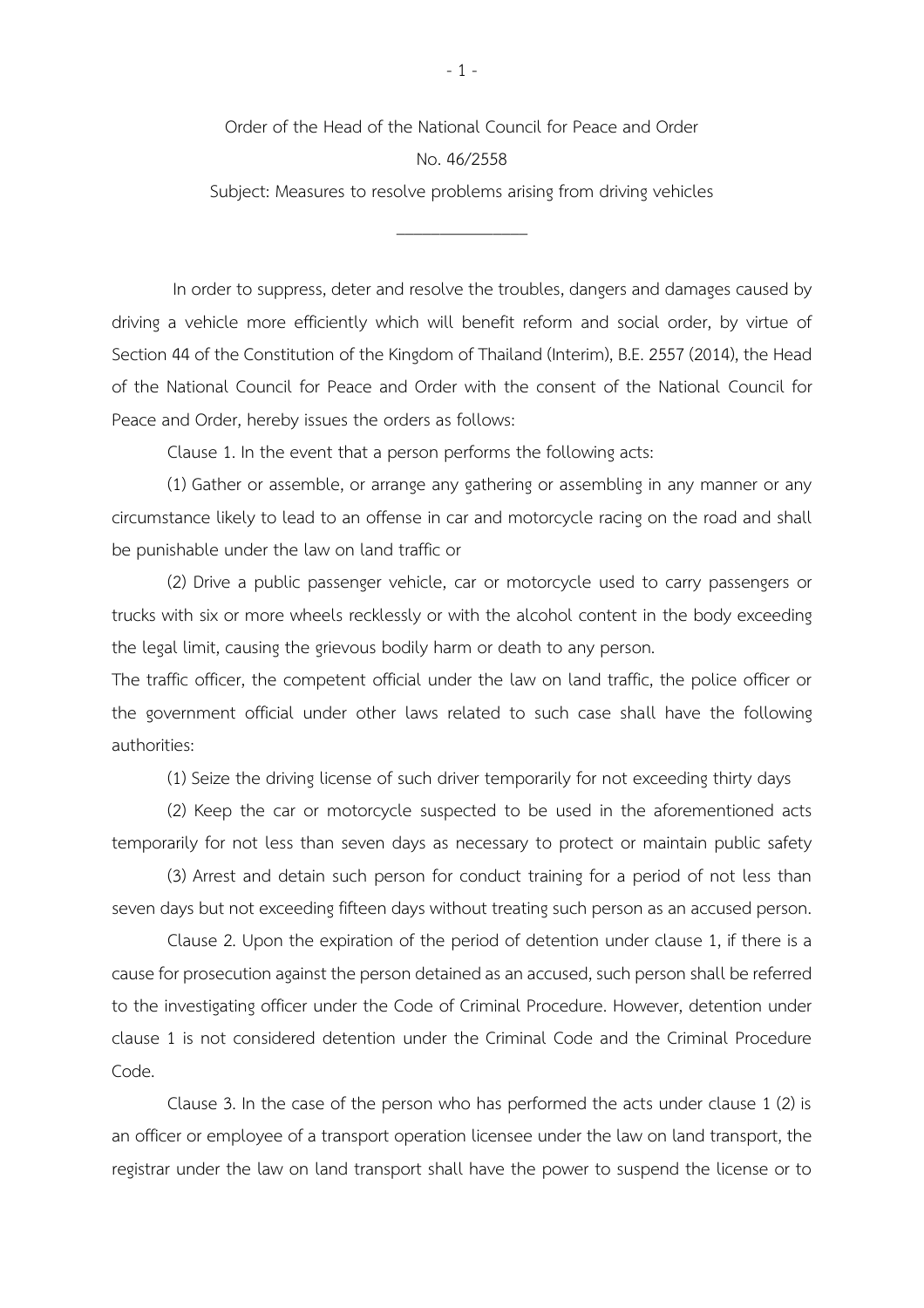Order of the Head of the National Council for Peace and Order

No. 46/2558

Subject: Measures to resolve problems arising from driving vehicles

---

In order to suppress, deter and resolve the troubles, dangers and damages caused by driving a vehicle more efficiently which will benefit reform and social order, by virtue of Section 44 of the Constitution of the Kingdom of Thailand (Interim), B.E. 2557 (2014), the Head of the National Council for Peace and Order with the consent of the National Council for Peace and Order, hereby issues the orders as follows:

Clause 1. In the event that a person performs the following acts:

(1) Gather or assemble, or arrange any gathering or assembling in any manner or any circumstance likely to lead to an offense in car and motorcycle racing on the road and shall be punishable under the law on land traffic or

(2) Drive a public passenger vehicle, car or motorcycle used to carry passengers or trucks with six or more wheels recklessly or with the alcohol content in the body exceeding the legal limit, causing the grievous bodily harm or death to any person.

The traffic officer, the competent official under the law on land traffic, the police officer or the government official under other laws related to such case shall have the following authorities:

(1) Seize the driving license of such driver temporarily for not exceeding thirty days

(2) Keep the car or motorcycle suspected to be used in the aforementioned acts temporarily for not less than seven days as necessary to protect or maintain public safety

(3) Arrest and detain such person for conduct training for a period of not less than seven days but not exceeding fifteen days without treating such person as an accused person.

Clause 2. Upon the expiration of the period of detention under clause 1, if there is a cause for prosecution against the person detained as an accused, such person shall be referred to the investigating officer under the Code of Criminal Procedure. However, detention under clause 1 is not considered detention under the Criminal Code and the Criminal Procedure Code.

Clause 3. In the case of the person who has performed the acts under clause 1 (2) is an officer or employee of a transport operation licensee under the law on land transport, the registrar under the law on land transport shall have the power to suspend the license or to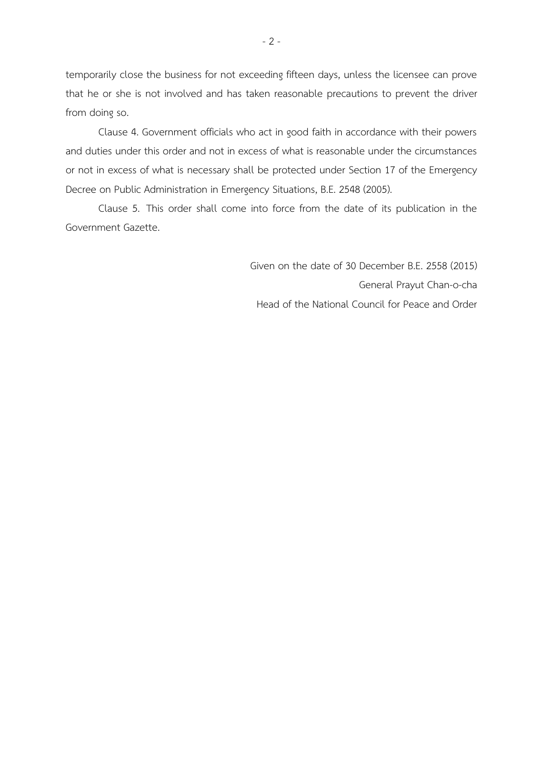temporarily close the business for not exceeding fifteen days, unless the licensee can prove that he or she is not involved and has taken reasonable precautions to prevent the driver from doing so.

Clause 4. Government officials who act in good faith in accordance with their powers and duties under this order and not in excess of what is reasonable under the circumstances or not in excess of what is necessary shall be protected under Section 17 of the Emergency Decree on Public Administration in Emergency Situations, B.E. 2548 (2005).

Clause 5. This order shall come into force from the date of its publication in the Government Gazette.

Given on the date of 30 December B.E. 2558 (2015)

General Prayut Chan-o-cha

Head of the National Council for Peace and Order